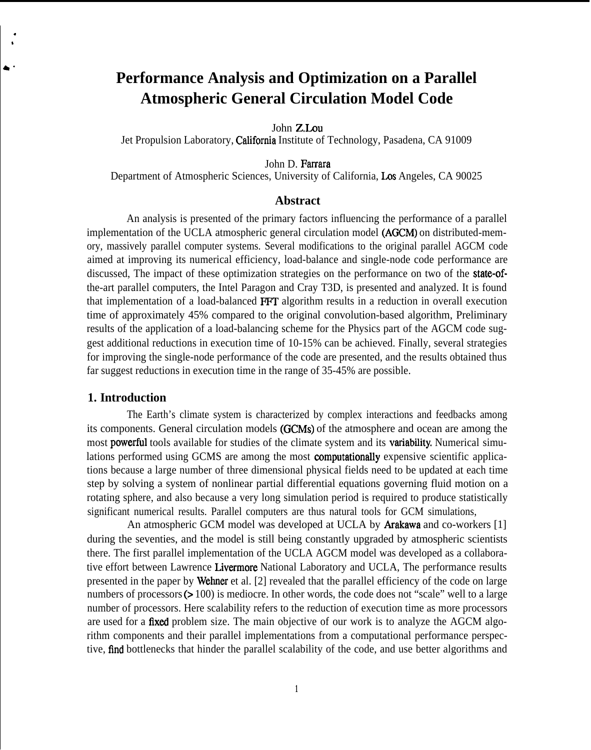# Performance Analysis and Optimization on a Parallel Atmospheric General Circulation Model Code

John Z.Lou
Jet Propulsion Laboratory, California Institute of Technology, Pasadena, CA 91009

John D. Farrara
Department of Atmospheric Sciences, University of California, Los Angeles, CA 90025

## Abstract

An analysis is presented of the primary factors influencing the performance of a parallel implementation of the UCLA atmospheric general circulation model (AGCM) on distributed-memory, massively parallel computer systems. Several modifications to the original parallel AGCM code aimed at improving its numerical efficiency, load-balance and single-node code performance are discussed, The impact of these optimization strategies on the performance on two of the state-of-the-art parallel computers, the Intel Paragon and Cray T3D, is presented and analyzed. It is found that implementation of a load-balanced FFT algorithm results in a reduction in overall execution time of approximately 45% compared to the original convolution-based algorithm, Preliminary results of the application of a load-balancing scheme for the Physics part of the AGCM code suggest additional reductions in execution time of 10-15% can be achieved. Finally, several strategies for improving the single-node performance of the code are presented, and the results obtained thus far suggest reductions in execution time in the range of 35-45% are possible.

## 1. Introduction

The Earth's climate system is characterized by complex interactions and feedbacks among its components. General circulation models (GCMs) of the atmosphere and ocean are among the most powerful tools available for studies of the climate system and its variability. Numerical simulations performed using GCMS are among the most computationally expensive scientific applications because a large number of three dimensional physical fields need to be updated at each time step by solving a system of nonlinear partial differential equations governing fluid motion on a rotating sphere, and also because a very long simulation period is required to produce statistically significant numerical results. Parallel computers are thus natural tools for GCM simulations,

An atmospheric GCM model was developed at UCLA by Arakawa and co-workers [1] during the seventies, and the model is still being constantly upgraded by atmospheric scientists there. The first parallel implementation of the UCLA AGCM model was developed as a collaborative effort between Lawrence Livermore National Laboratory and UCLA, The performance results presented in the paper by Wehner et al. [2] revealed that the parallel efficiency of the code on large numbers of processors (> 100) is mediocre. In other words, the code does not "scale" well to a large number of processors. Here scalability refers to the reduction of execution time as more processors are used for a fixed problem size. The main objective of our work is to analyze the AGCM algorithm components and their parallel implementations from a computational performance perspective, find bottlenecks that hinder the parallel scalability of the code, and use better algorithms and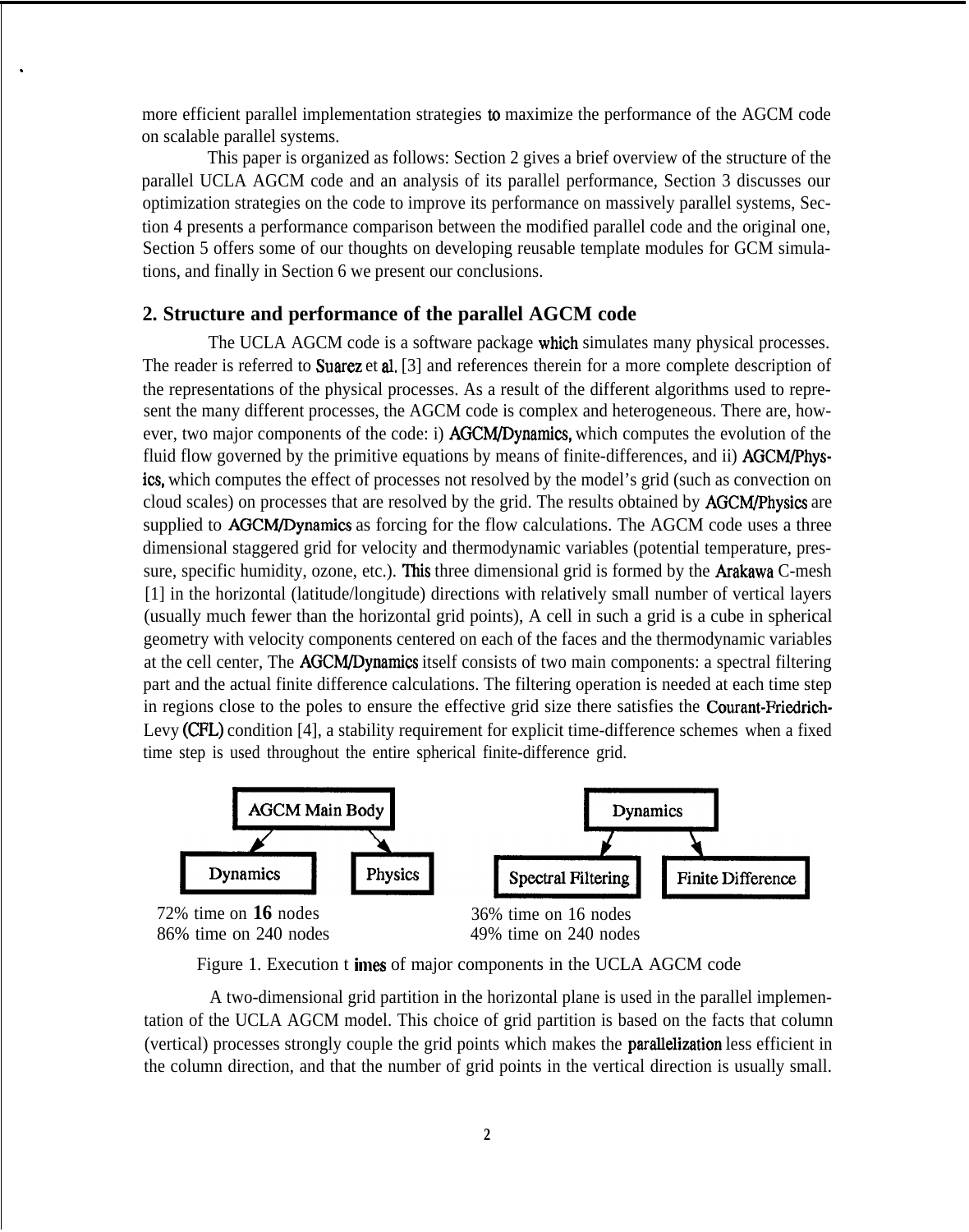more efficient parallel implementation strategies to maximize the performance of the AGCM code on scalable parallel systems.

This paper is organized as follows: Section 2 gives a brief overview of the structure of the parallel UCLA AGCM code and an analysis of its parallel performance, Section 3 discusses our optimization strategies on the code to improve its performance on massively parallel systems, Section 4 presents a performance comparison between the modified parallel code and the original one, Section 5 offers some of our thoughts on developing reusable template modules for GCM simulations, and finally in Section 6 we present our conclusions.

## 2. Structure and performance of the parallel AGCM code

The UCLA AGCM code is a software package which simulates many physical processes. The reader is referred to Suarez et al. [3] and references therein for a more complete description of the representations of the physical processes. As a result of the different algorithms used to represent the many different processes, the AGCM code is complex and heterogeneous. There are, however, two major components of the code: i) AGCM/Dynamics, which computes the evolution of the fluid flow governed by the primitive equations by means of finite-differences, and ii) AGCM/Physics, which computes the effect of processes not resolved by the model's grid (such as convection on cloud scales) on processes that are resolved by the grid. The results obtained by AGCM/Physics are supplied to AGCM/Dynamics as forcing for the flow calculations. The AGCM code uses a three dimensional staggered grid for velocity and thermodynamic variables (potential temperature, pressure, specific humidity, ozone, etc.). This three dimensional grid is formed by the Arakawa C-mesh [1] in the horizontal (latitude/longitude) directions with relatively small number of vertical layers (usually much fewer than the horizontal grid points), A cell in such a grid is a cube in spherical geometry with velocity components centered on each of the faces and the thermodynamic variables at the cell center, The AGCM/Dynamics itself consists of two main components: a spectral filtering part and the actual finite difference calculations. The filtering operation is needed at each time step in regions close to the poles to ensure the effective grid size there satisfies the Courant-Friedrich-Levy (CFL) condition [4], a stability requirement for explicit time-difference schemes when a fixed time step is used throughout the entire spherical finite-difference grid.

AGCM Main Body → Dynamics, Physics

Dynamics: 72% time on **16** nodes, 86% time on 240 nodes

Dynamics → Spectral Filtering, Finite Difference

Spectral Filtering: 36% time on 16 nodes, 49% time on 240 nodes

Figure 1. Execution times of major components in the UCLA AGCM code

A two-dimensional grid partition in the horizontal plane is used in the parallel implementation of the UCLA AGCM model. This choice of grid partition is based on the facts that column (vertical) processes strongly couple the grid points which makes the parallelization less efficient in the column direction, and that the number of grid points in the vertical direction is usually small.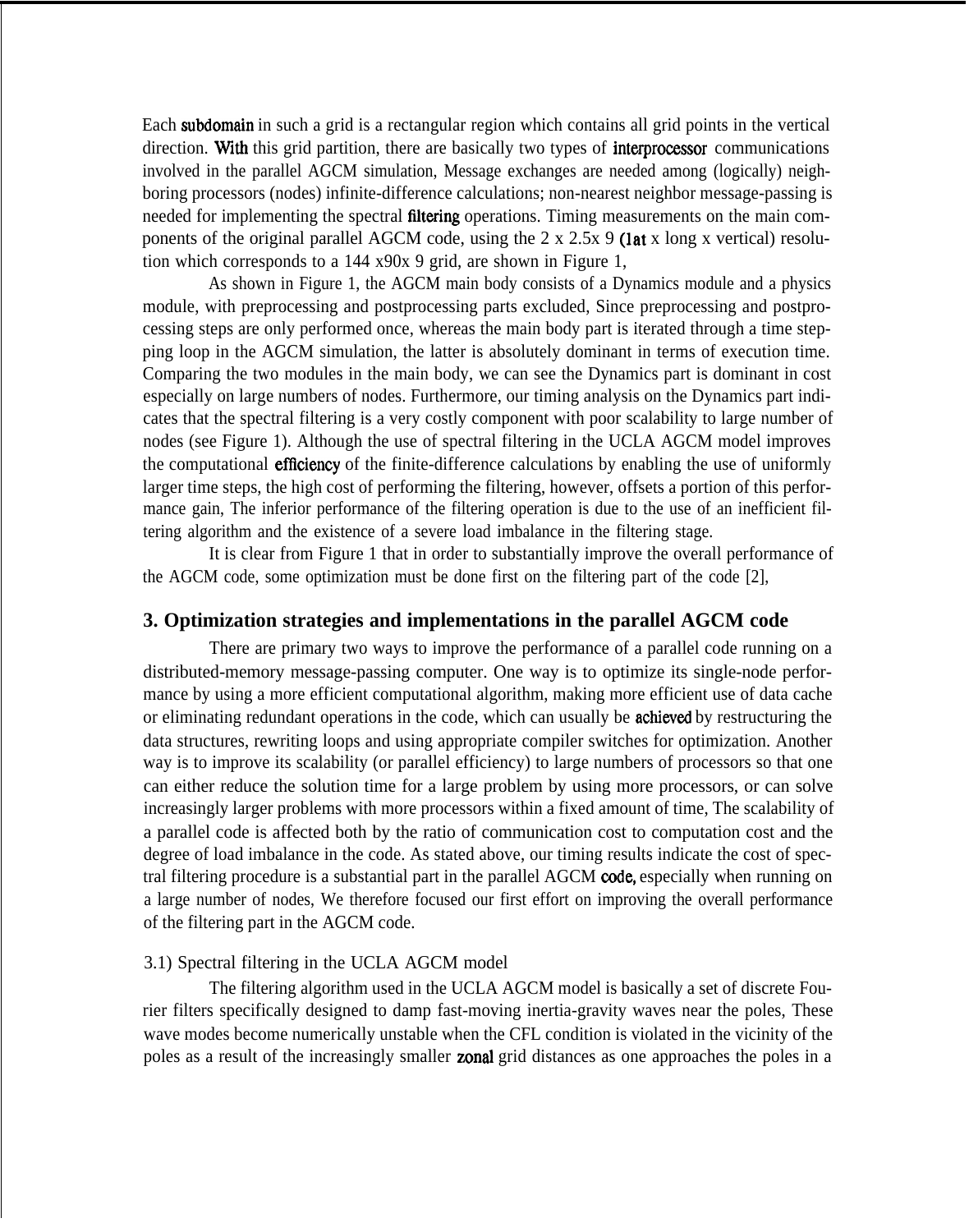Each subdomain in such a grid is a rectangular region which contains all grid points in the vertical direction. With this grid partition, there are basically two types of interprocessor communications involved in the parallel AGCM simulation, Message exchanges are needed among (logically) neighboring processors (nodes) infinite-difference calculations; non-nearest neighbor message-passing is needed for implementing the spectral filtering operations. Timing measurements on the main components of the original parallel AGCM code, using the 2 x 2.5x 9 (lat x long x vertical) resolution which corresponds to a 144 x90x 9 grid, are shown in Figure 1,

As shown in Figure 1, the AGCM main body consists of a Dynamics module and a physics module, with preprocessing and postprocessing parts excluded, Since preprocessing and postprocessing steps are only performed once, whereas the main body part is iterated through a time stepping loop in the AGCM simulation, the latter is absolutely dominant in terms of execution time. Comparing the two modules in the main body, we can see the Dynamics part is dominant in cost especially on large numbers of nodes. Furthermore, our timing analysis on the Dynamics part indicates that the spectral filtering is a very costly component with poor scalability to large number of nodes (see Figure 1). Although the use of spectral filtering in the UCLA AGCM model improves the computational efficiency of the finite-difference calculations by enabling the use of uniformly larger time steps, the high cost of performing the filtering, however, offsets a portion of this performance gain, The inferior performance of the filtering operation is due to the use of an inefficient filtering algorithm and the existence of a severe load imbalance in the filtering stage.

It is clear from Figure 1 that in order to substantially improve the overall performance of the AGCM code, some optimization must be done first on the filtering part of the code [2],

## 3. Optimization strategies and implementations in the parallel AGCM code

There are primary two ways to improve the performance of a parallel code running on a distributed-memory message-passing computer. One way is to optimize its single-node performance by using a more efficient computational algorithm, making more efficient use of data cache or eliminating redundant operations in the code, which can usually be achieved by restructuring the data structures, rewriting loops and using appropriate compiler switches for optimization. Another way is to improve its scalability (or parallel efficiency) to large numbers of processors so that one can either reduce the solution time for a large problem by using more processors, or can solve increasingly larger problems with more processors within a fixed amount of time, The scalability of a parallel code is affected both by the ratio of communication cost to computation cost and the degree of load imbalance in the code. As stated above, our timing results indicate the cost of spectral filtering procedure is a substantial part in the parallel AGCM code, especially when running on a large number of nodes, We therefore focused our first effort on improving the overall performance of the filtering part in the AGCM code.

3.1) Spectral filtering in the UCLA AGCM model

The filtering algorithm used in the UCLA AGCM model is basically a set of discrete Fourier filters specifically designed to damp fast-moving inertia-gravity waves near the poles, These wave modes become numerically unstable when the CFL condition is violated in the vicinity of the poles as a result of the increasingly smaller zonal grid distances as one approaches the poles in a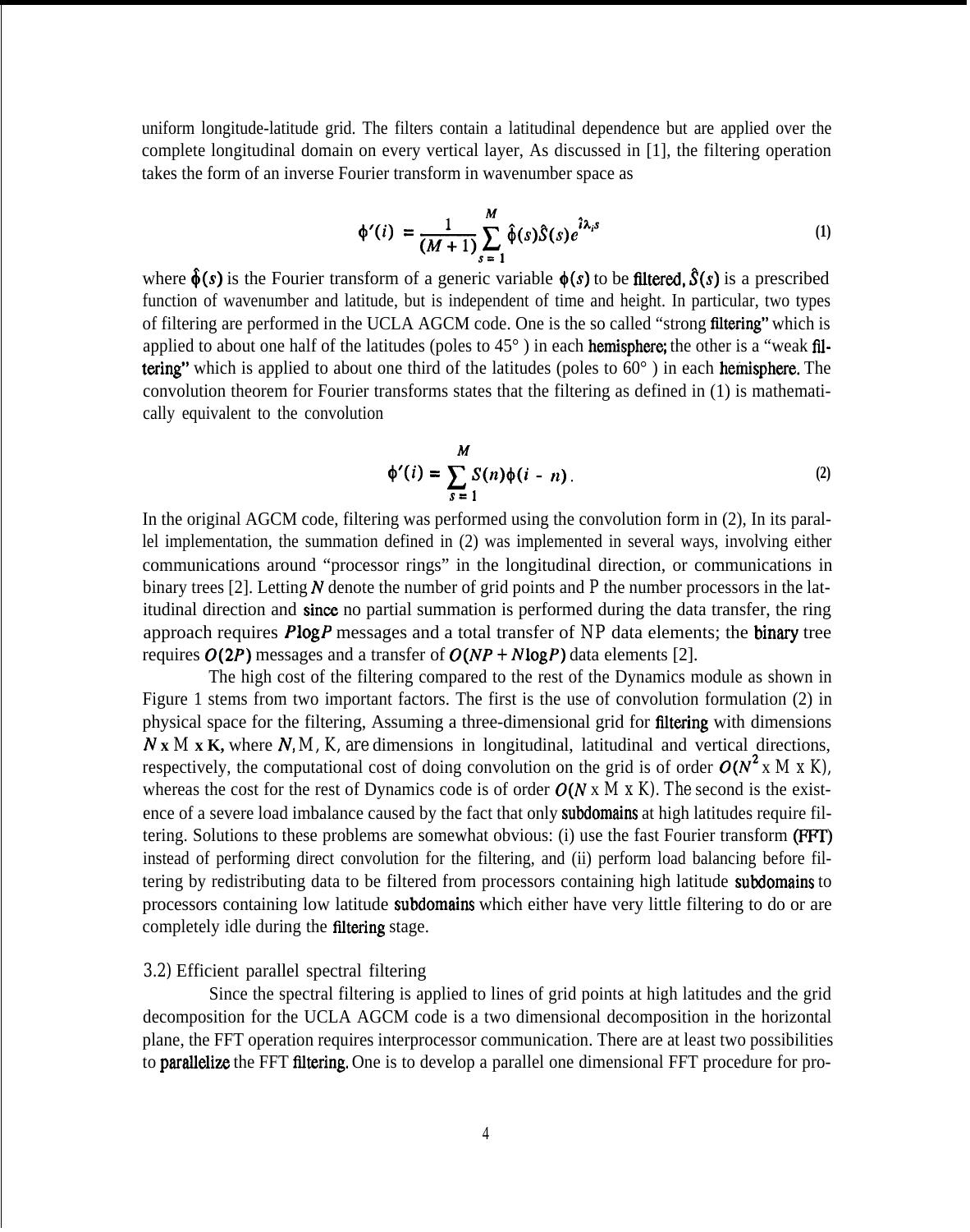uniform longitude-latitude grid. The filters contain a latitudinal dependence but are applied over the complete longitudinal domain on every vertical layer, As discussed in [1], the filtering operation takes the form of an inverse Fourier transform in wavenumber space as

$$\phi'(i) = \frac{1}{(M+1)} \sum_{s=1}^{M} \hat{\phi}(s)\hat{S}(s)e^{\hat{i}\lambda_i s} \tag{1}$$

where $\hat{\phi}(s)$ is the Fourier transform of a generic variable $\phi(s)$ to be filtered, $\hat{S}(s)$ is a prescribed function of wavenumber and latitude, but is independent of time and height. In particular, two types of filtering are performed in the UCLA AGCM code. One is the so called "strong filtering" which is applied to about one half of the latitudes (poles to 45° ) in each hemisphere; the other is a "weak filtering" which is applied to about one third of the latitudes (poles to 60° ) in each hemisphere. The convolution theorem for Fourier transforms states that the filtering as defined in (1) is mathematically equivalent to the convolution

$$\phi'(i) = \sum_{s=1}^{M} S(n)\phi(i-n). \tag{2}$$

In the original AGCM code, filtering was performed using the convolution form in (2), In its parallel implementation, the summation defined in (2) was implemented in several ways, involving either communications around "processor rings" in the longitudinal direction, or communications in binary trees [2]. Letting $N$ denote the number of grid points and P the number processors in the latitudinal direction and since no partial summation is performed during the data transfer, the ring approach requires $P\log P$ messages and a total transfer of NP data elements; the binary tree requires $O(2P)$ messages and a transfer of $O(NP + N\log P)$ data elements [2].

The high cost of the filtering compared to the rest of the Dynamics module as shown in Figure 1 stems from two important factors. The first is the use of convolution formulation (2) in physical space for the filtering, Assuming a three-dimensional grid for filtering with dimensions $N \times M \times K$, where $N$, M, K, are dimensions in longitudinal, latitudinal and vertical directions, respectively, the computational cost of doing convolution on the grid is of order $O(N^2 \times M \times K)$, whereas the cost for the rest of Dynamics code is of order $O(N \times M \times K)$. The second is the existence of a severe load imbalance caused by the fact that only subdomains at high latitudes require filtering. Solutions to these problems are somewhat obvious: (i) use the fast Fourier transform (FFT) instead of performing direct convolution for the filtering, and (ii) perform load balancing before filtering by redistributing data to be filtered from processors containing high latitude subdomains to processors containing low latitude subdomains which either have very little filtering to do or are completely idle during the filtering stage.

### 3.2) Efficient parallel spectral filtering

Since the spectral filtering is applied to lines of grid points at high latitudes and the grid decomposition for the UCLA AGCM code is a two dimensional decomposition in the horizontal plane, the FFT operation requires interprocessor communication. There are at least two possibilities to parallelize the FFT filtering. One is to develop a parallel one dimensional FFT procedure for pro-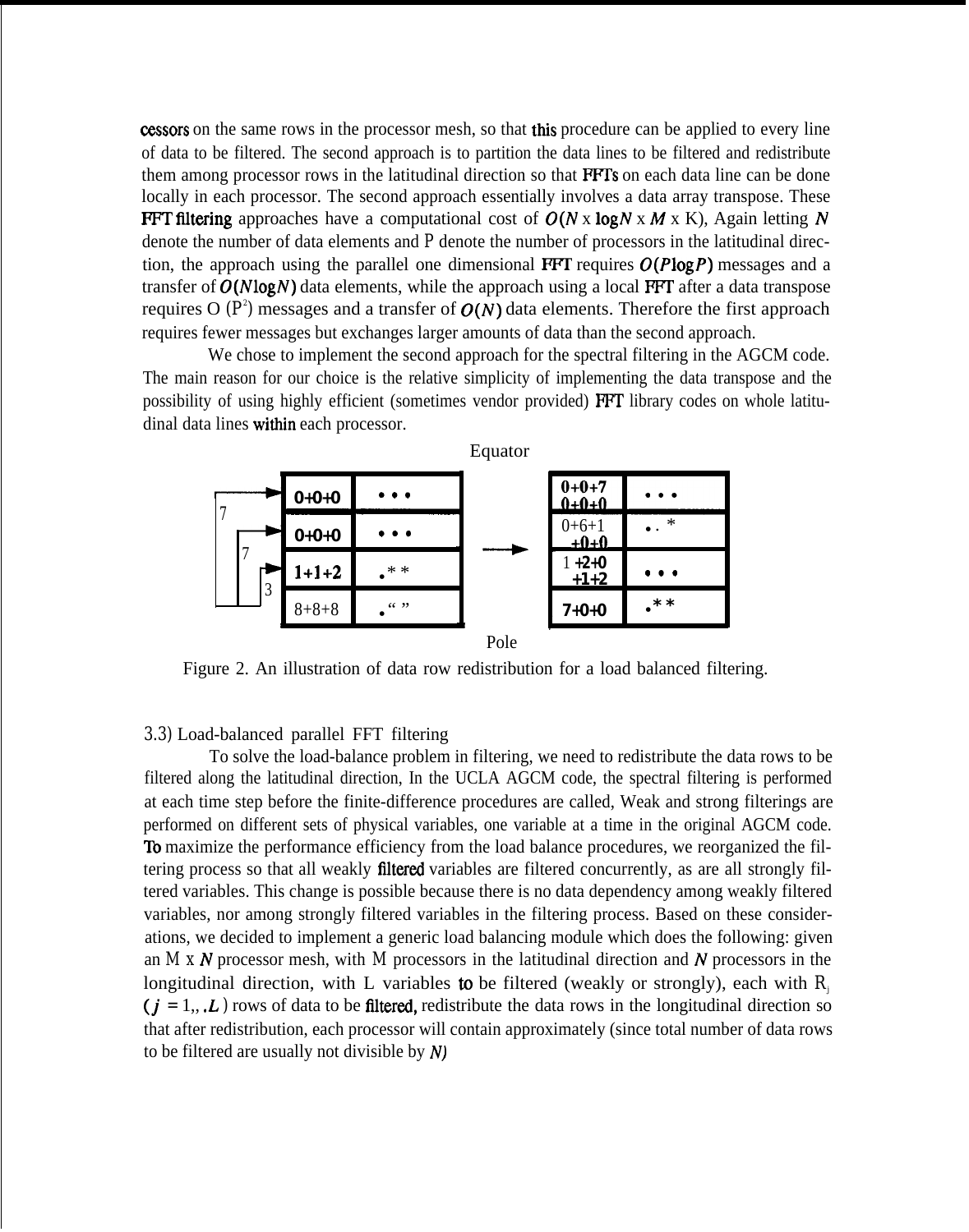cessors on the same rows in the processor mesh, so that this procedure can be applied to every line of data to be filtered. The second approach is to partition the data lines to be filtered and redistribute them among processor rows in the latitudinal direction so that FFT's on each data line can be done locally in each processor. The second approach essentially involves a data array transpose. These FFT filtering approaches have a computational cost of $O(N \times \log N \times M \times K)$, Again letting $N$ denote the number of data elements and P denote the number of processors in the latitudinal direction, the approach using the parallel one dimensional FFT requires $O(P \log P)$ messages and a transfer of $O(N \log N)$ data elements, while the approach using a local FFT after a data transpose requires $O(P^2)$ messages and a transfer of $O(N)$ data elements. Therefore the first approach requires fewer messages but exchanges larger amounts of data than the second approach.

We chose to implement the second approach for the spectral filtering in the AGCM code. The main reason for our choice is the relative simplicity of implementing the data transpose and the possibility of using highly efficient (sometimes vendor provided) FFT library codes on whole latitudinal data lines within each processor.

Equator

| 0+0+0 | • • • |
|---|---|
| 0+0+0 | • • • |
| 1+1+2 | • * * |
| 8+8+8 | • “ ” |

→

| 0+0+7 0+0+0 | • • • |
|---|---|
| 0+6+1 +0+0 | • . * |
| 1 +2+0 +1+2 | • • • |
| 7+0+0 | • * * |

Pole

Figure 2. An illustration of data row redistribution for a load balanced filtering.

### 3.3) Load-balanced parallel FFT filtering

To solve the load-balance problem in filtering, we need to redistribute the data rows to be filtered along the latitudinal direction, In the UCLA AGCM code, the spectral filtering is performed at each time step before the finite-difference procedures are called, Weak and strong filterings are performed on different sets of physical variables, one variable at a time in the original AGCM code. To maximize the performance efficiency from the load balance procedures, we reorganized the filtering process so that all weakly filtered variables are filtered concurrently, as are all strongly filtered variables. This change is possible because there is no data dependency among weakly filtered variables, nor among strongly filtered variables in the filtering process. Based on these considerations, we decided to implement a generic load balancing module which does the following: given an $M \times N$ processor mesh, with M processors in the latitudinal direction and $N$ processors in the longitudinal direction, with L variables to be filtered (weakly or strongly), each with $R_j$ ($j = 1,, .L$) rows of data to be filtered, redistribute the data rows in the longitudinal direction so that after redistribution, each processor will contain approximately (since total number of data rows to be filtered are usually not divisible by $N$)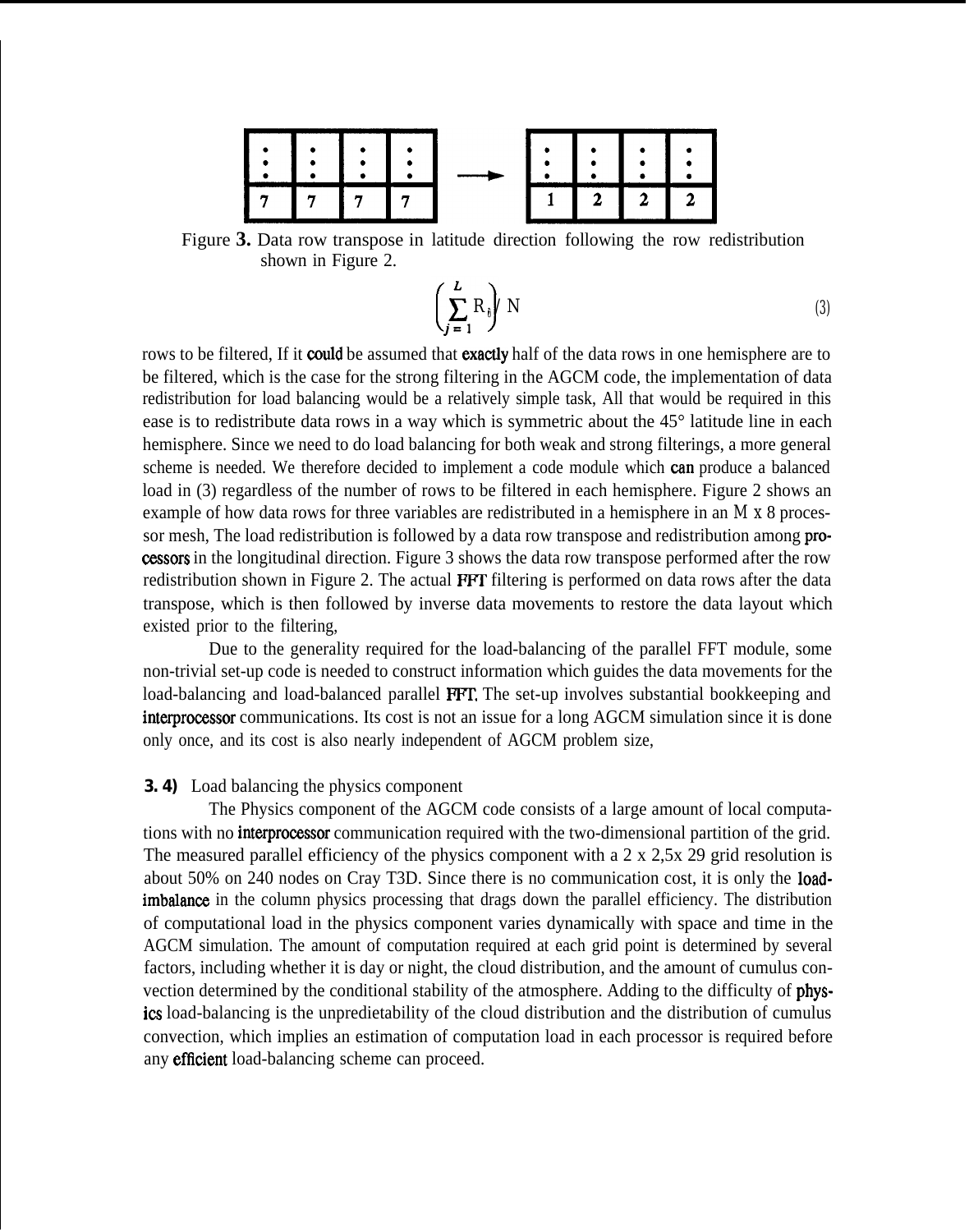| ⋮ | ⋮ | ⋮ | ⋮ |
|---|---|---|---|
| 7 | 7 | 7 | 7 |

→

| ⋮ | ⋮ | ⋮ | ⋮ |
|---|---|---|---|
| 1 | 2 | 2 | 2 |

Figure **3.** Data row transpose in latitude direction following the row redistribution shown in Figure 2.

$$\left(\sum_{j=1}^{L} R_{ij}\right) / N \tag{3}$$

rows to be filtered, If it could be assumed that exactly half of the data rows in one hemisphere are to be filtered, which is the case for the strong filtering in the AGCM code, the implementation of data redistribution for load balancing would be a relatively simple task, All that would be required in this ease is to redistribute data rows in a way which is symmetric about the 45° latitude line in each hemisphere. Since we need to do load balancing for both weak and strong filterings, a more general scheme is needed. We therefore decided to implement a code module which can produce a balanced load in (3) regardless of the number of rows to be filtered in each hemisphere. Figure 2 shows an example of how data rows for three variables are redistributed in a hemisphere in an M x 8 processor mesh, The load redistribution is followed by a data row transpose and redistribution among processors in the longitudinal direction. Figure 3 shows the data row transpose performed after the row redistribution shown in Figure 2. The actual FFT filtering is performed on data rows after the data transpose, which is then followed by inverse data movements to restore the data layout which existed prior to the filtering,

Due to the generality required for the load-balancing of the parallel FFT module, some non-trivial set-up code is needed to construct information which guides the data movements for the load-balancing and load-balanced parallel FFT. The set-up involves substantial bookkeeping and interprocessor communications. Its cost is not an issue for a long AGCM simulation since it is done only once, and its cost is also nearly independent of AGCM problem size,

**3. 4)** Load balancing the physics component

The Physics component of the AGCM code consists of a large amount of local computations with no interprocessor communication required with the two-dimensional partition of the grid. The measured parallel efficiency of the physics component with a 2 x 2,5x 29 grid resolution is about 50% on 240 nodes on Cray T3D. Since there is no communication cost, it is only the load-imbalance in the column physics processing that drags down the parallel efficiency. The distribution of computational load in the physics component varies dynamically with space and time in the AGCM simulation. The amount of computation required at each grid point is determined by several factors, including whether it is day or night, the cloud distribution, and the amount of cumulus convection determined by the conditional stability of the atmosphere. Adding to the difficulty of physics load-balancing is the unpredietability of the cloud distribution and the distribution of cumulus convection, which implies an estimation of computation load in each processor is required before any efficient load-balancing scheme can proceed.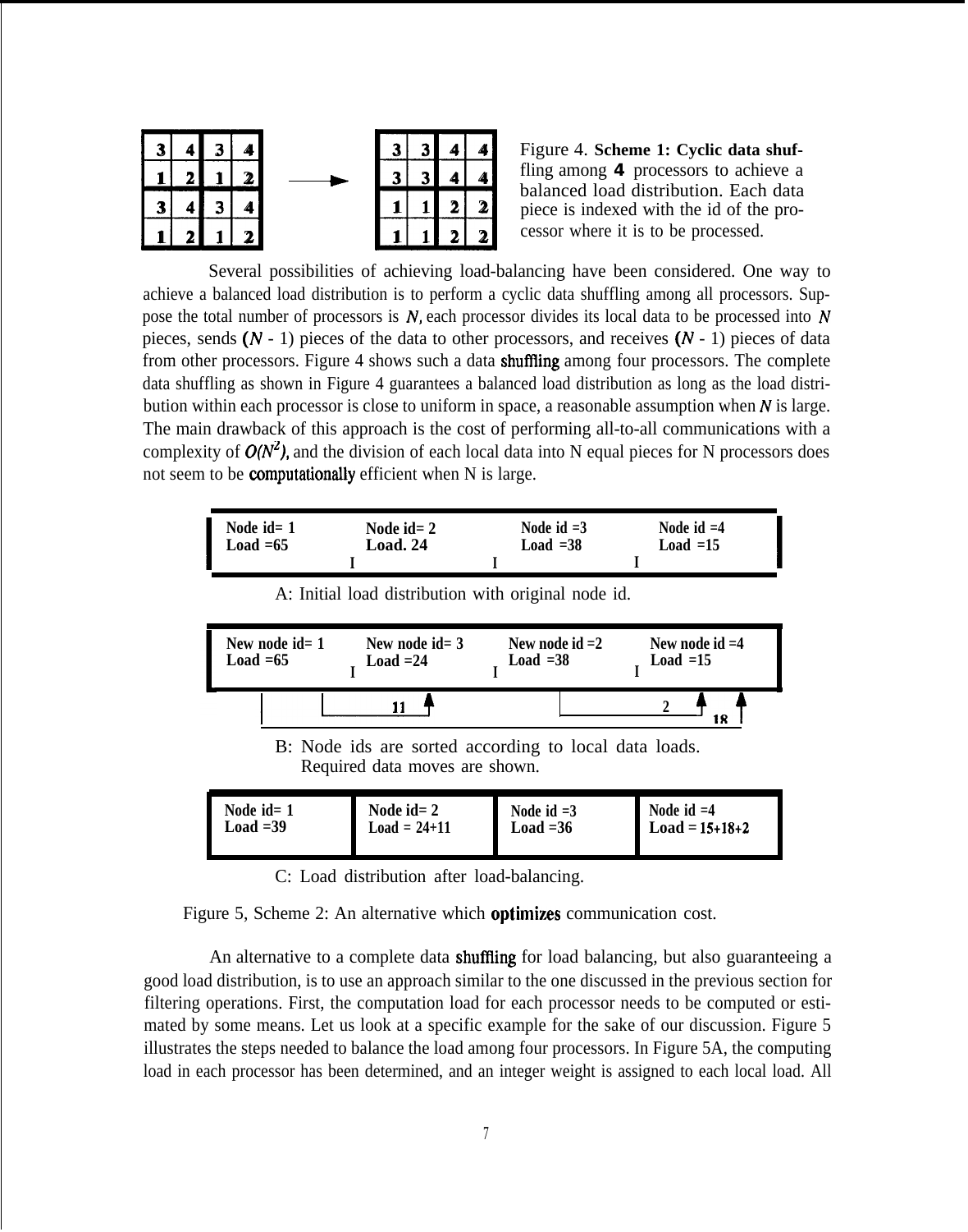| 3 | 4 | 3 | 4 |
|---|---|---|---|
| 1 | 2 | 1 | 2 |
| 3 | 4 | 3 | 4 |
| 1 | 2 | 1 | 2 |

→

| 3 | 3 | 4 | 4 |
|---|---|---|---|
| 3 | 3 | 4 | 4 |
| 1 | 1 | 2 | 2 |
| 1 | 1 | 2 | 2 |

Figure 4. **Scheme 1: Cyclic data shuffling among 4 processors to achieve a balanced load distribution. Each data piece is indexed with the id of the processor where it is to be processed.**

Several possibilities of achieving load-balancing have been considered. One way to achieve a balanced load distribution is to perform a cyclic data shuffling among all processors. Suppose the total number of processors is $N$, each processor divides its local data to be processed into $N$ pieces, sends $(N - 1)$ pieces of the data to other processors, and receives $(N - 1)$ pieces of data from other processors. Figure 4 shows such a data shuffling among four processors. The complete data shuffling as shown in Figure 4 guarantees a balanced load distribution as long as the load distribution within each processor is close to uniform in space, a reasonable assumption when $N$ is large. The main drawback of this approach is the cost of performing all-to-all communications with a complexity of $O(N^2)$, and the division of each local data into N equal pieces for N processors does not seem to be computationally efficient when N is large.

| Node id= 1<br>Load =65 | Node id= 2<br>Load. 24 | Node id =3<br>Load =38 | Node id =4<br>Load =15 |
|---|---|---|---|

A: Initial load distribution with original node id.

| New node id= 1<br>Load =65 | New node id= 3<br>Load =24 | New node id =2<br>Load =38 | New node id =4<br>Load =15 |
|---|---|---|---|

Data moves: 11, 2, 18

B: Node ids are sorted according to local data loads. Required data moves are shown.

| Node id= 1<br>Load =39 | Node id= 2<br>Load = 24+11 | Node id =3<br>Load =36 | Node id =4<br>Load = 15+18+2 |
|---|---|---|---|

C: Load distribution after load-balancing.

Figure 5, Scheme 2: An alternative which optimizes communication cost.

An alternative to a complete data shuffling for load balancing, but also guaranteeing a good load distribution, is to use an approach similar to the one discussed in the previous section for filtering operations. First, the computation load for each processor needs to be computed or estimated by some means. Let us look at a specific example for the sake of our discussion. Figure 5 illustrates the steps needed to balance the load among four processors. In Figure 5A, the computing load in each processor has been determined, and an integer weight is assigned to each local load. All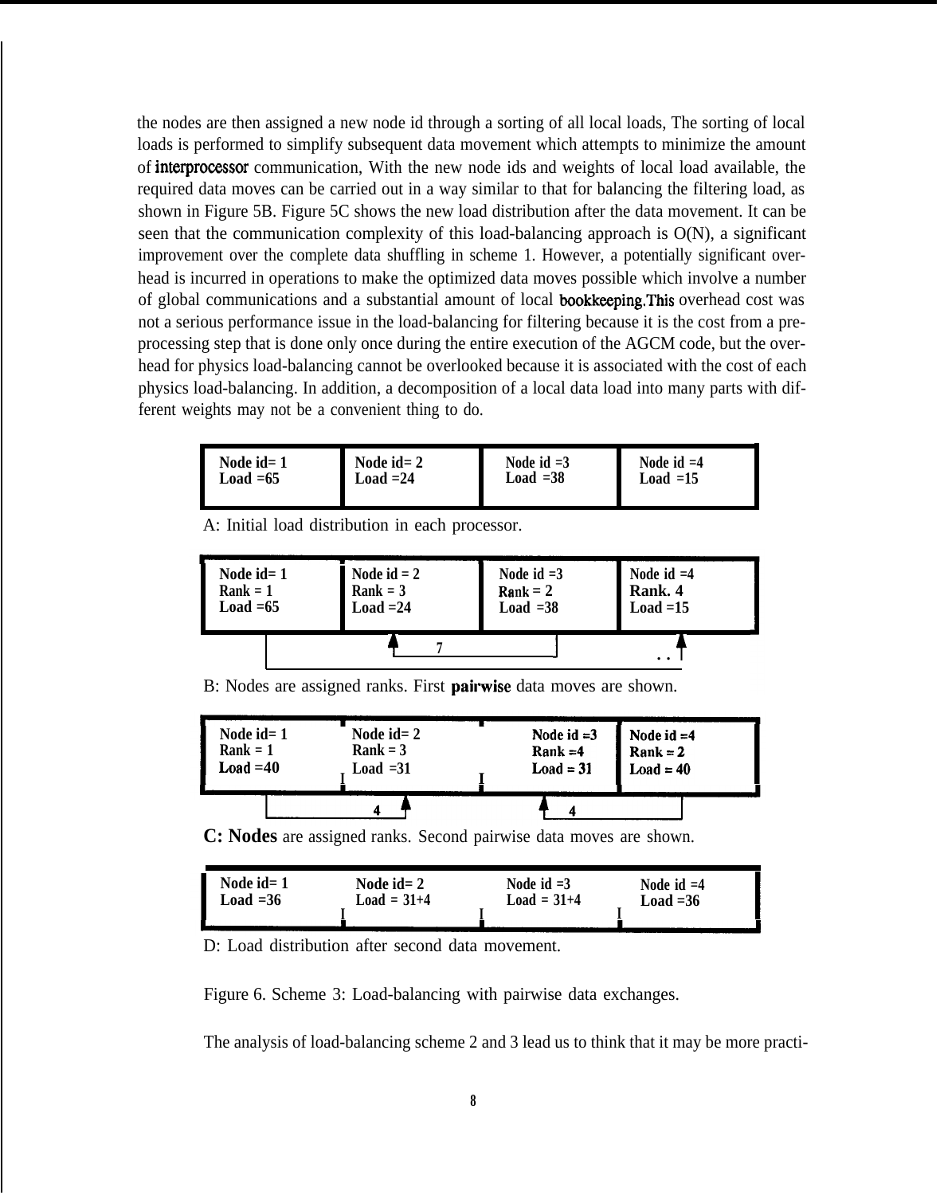the nodes are then assigned a new node id through a sorting of all local loads, The sorting of local loads is performed to simplify subsequent data movement which attempts to minimize the amount of interprocessor communication, With the new node ids and weights of local load available, the required data moves can be carried out in a way similar to that for balancing the filtering load, as shown in Figure 5B. Figure 5C shows the new load distribution after the data movement. It can be seen that the communication complexity of this load-balancing approach is O(N), a significant improvement over the complete data shuffling in scheme 1. However, a potentially significant overhead is incurred in operations to make the optimized data moves possible which involve a number of global communications and a substantial amount of local bookkeeping.This overhead cost was not a serious performance issue in the load-balancing for filtering because it is the cost from a preprocessing step that is done only once during the entire execution of the AGCM code, but the overhead for physics load-balancing cannot be overlooked because it is associated with the cost of each physics load-balancing. In addition, a decomposition of a local data load into many parts with different weights may not be a convenient thing to do.

| Node id= 1<br>Load =65 | Node id= 2<br>Load =24 | Node id =3<br>Load =38 | Node id =4<br>Load =15 |
|---|---|---|---|

A: Initial load distribution in each processor.

| Node id= 1<br>Rank = 1<br>Load =65 | Node id = 2<br>Rank = 3<br>Load =24 | Node id =3<br>Rank = 2<br>Load =38 | Node id =4<br>Rank. 4<br>Load =15 |
|---|---|---|---|

B: Nodes are assigned ranks. First pairwise data moves are shown.

| Node id= 1<br>Rank = 1<br>Load =40 | Node id= 2<br>Rank = 3<br>Load =31 | Node id =3<br>Rank =4<br>Load = 31 | Node id =4<br>Rank = 2<br>Load = 40 |
|---|---|---|---|

C: Nodes are assigned ranks. Second pairwise data moves are shown.

| Node id= 1<br>Load =36 | Node id= 2<br>Load = 31+4 | Node id =3<br>Load = 31+4 | Node id =4<br>Load =36 |
|---|---|---|---|

D: Load distribution after second data movement.

Figure 6. Scheme 3: Load-balancing with pairwise data exchanges.

The analysis of load-balancing scheme 2 and 3 lead us to think that it may be more practi-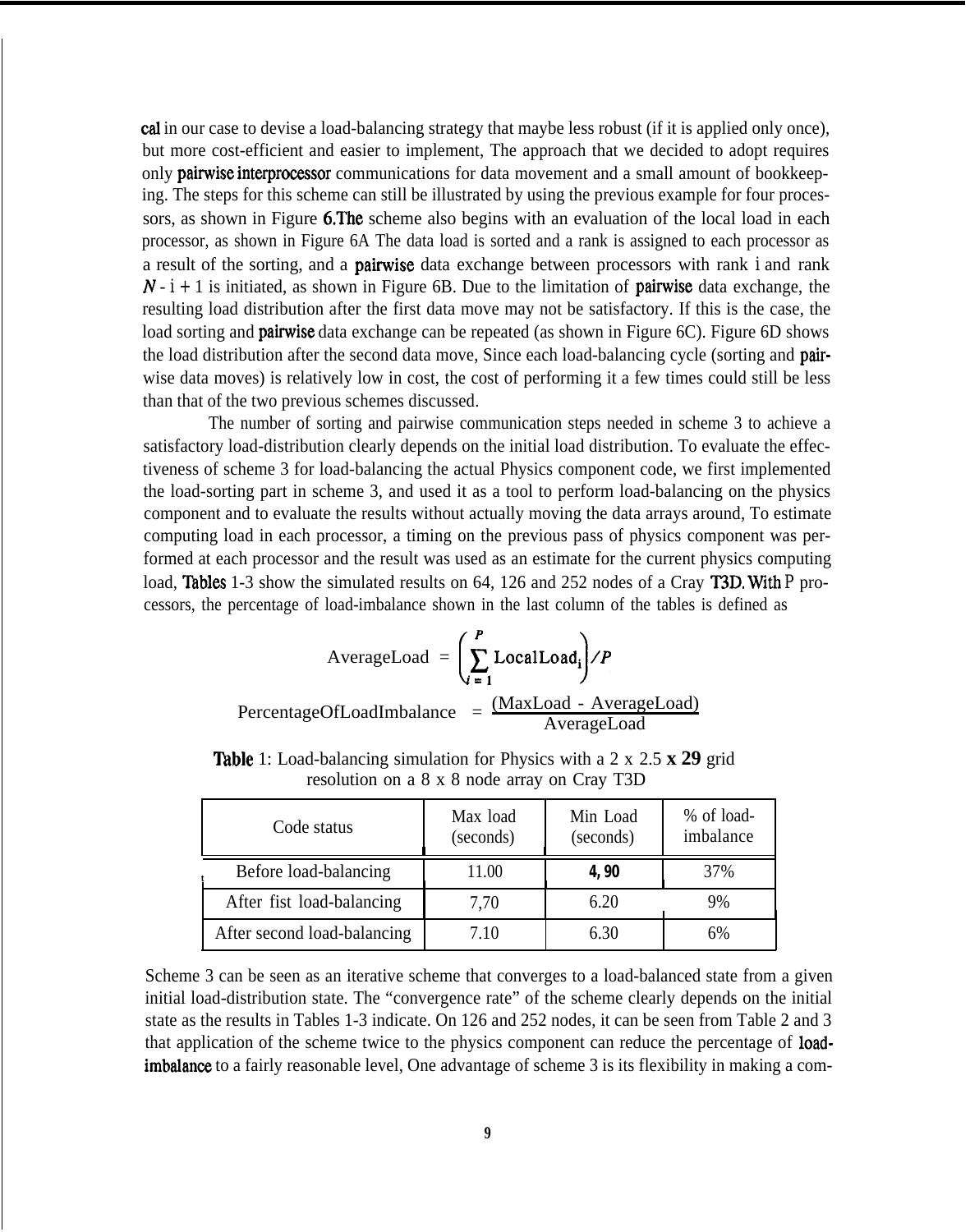cal in our case to devise a load-balancing strategy that maybe less robust (if it is applied only once), but more cost-efficient and easier to implement, The approach that we decided to adopt requires only pairwise interprocessor communications for data movement and a small amount of bookkeeping. The steps for this scheme can still be illustrated by using the previous example for four processors, as shown in Figure 6.The scheme also begins with an evaluation of the local load in each processor, as shown in Figure 6A The data load is sorted and a rank is assigned to each processor as a result of the sorting, and a pairwise data exchange between processors with rank i and rank $N$ - i + 1 is initiated, as shown in Figure 6B. Due to the limitation of pairwise data exchange, the resulting load distribution after the first data move may not be satisfactory. If this is the case, the load sorting and pairwise data exchange can be repeated (as shown in Figure 6C). Figure 6D shows the load distribution after the second data move, Since each load-balancing cycle (sorting and pairwise data moves) is relatively low in cost, the cost of performing it a few times could still be less than that of the two previous schemes discussed.

The number of sorting and pairwise communication steps needed in scheme 3 to achieve a satisfactory load-distribution clearly depends on the initial load distribution. To evaluate the effectiveness of scheme 3 for load-balancing the actual Physics component code, we first implemented the load-sorting part in scheme 3, and used it as a tool to perform load-balancing on the physics component and to evaluate the results without actually moving the data arrays around, To estimate computing load in each processor, a timing on the previous pass of physics component was performed at each processor and the result was used as an estimate for the current physics computing load, Tables 1-3 show the simulated results on 64, 126 and 252 nodes of a Cray T3D. With P processors, the percentage of load-imbalance shown in the last column of the tables is defined as

$$\text{AverageLoad} = \left(\sum_{i=1}^{P} \text{LocalLoad}_i\right) / P$$

$$\text{PercentageOfLoadImbalance} = \frac{(\text{MaxLoad} - \text{AverageLoad})}{\text{AverageLoad}}$$

Table 1: Load-balancing simulation for Physics with a 2 x 2.5 **x 29** grid resolution on a 8 x 8 node array on Cray T3D

| Code status | Max load (seconds) | Min Load (seconds) | % of load-imbalance |
|---|---|---|---|
| Before load-balancing | 11.00 | **4, 90** | 37% |
| After fist load-balancing | 7,70 | 6.20 | 9% |
| After second load-balancing | 7.10 | 6.30 | 6% |

Scheme 3 can be seen as an iterative scheme that converges to a load-balanced state from a given initial load-distribution state. The "convergence rate" of the scheme clearly depends on the initial state as the results in Tables 1-3 indicate. On 126 and 252 nodes, it can be seen from Table 2 and 3 that application of the scheme twice to the physics component can reduce the percentage of load-imbalance to a fairly reasonable level, One advantage of scheme 3 is its flexibility in making a com-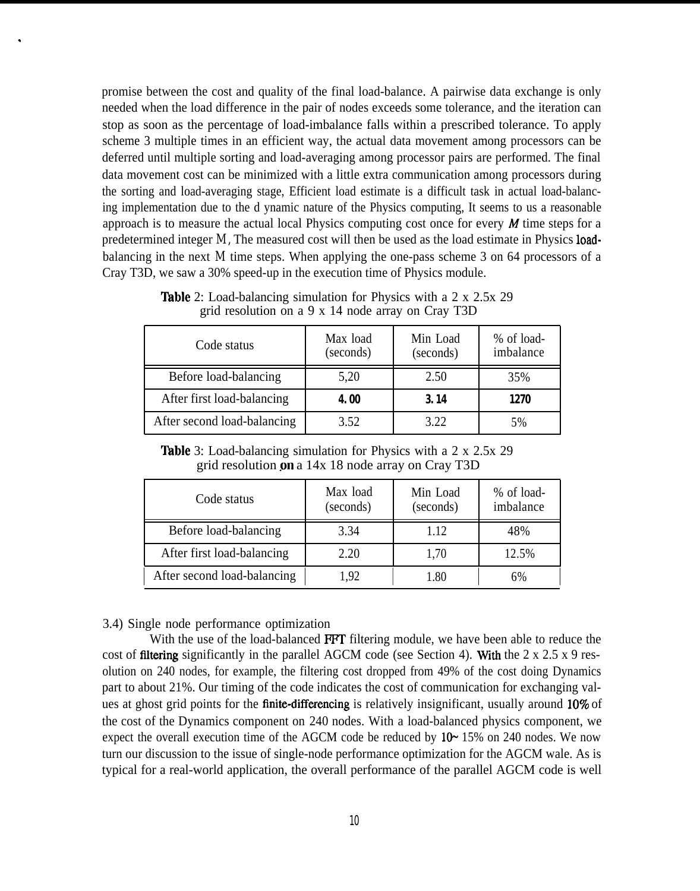promise between the cost and quality of the final load-balance. A pairwise data exchange is only needed when the load difference in the pair of nodes exceeds some tolerance, and the iteration can stop as soon as the percentage of load-imbalance falls within a prescribed tolerance. To apply scheme 3 multiple times in an efficient way, the actual data movement among processors can be deferred until multiple sorting and load-averaging among processor pairs are performed. The final data movement cost can be minimized with a little extra communication among processors during the sorting and load-averaging stage, Efficient load estimate is a difficult task in actual load-balancing implementation due to the d ynamic nature of the Physics computing, It seems to us a reasonable approach is to measure the actual local Physics computing cost once for every $M$ time steps for a predetermined integer M, The measured cost will then be used as the load estimate in Physics load-balancing in the next M time steps. When applying the one-pass scheme 3 on 64 processors of a Cray T3D, we saw a 30% speed-up in the execution time of Physics module.

**Table** 2: Load-balancing simulation for Physics with a 2 x 2.5x 29 grid resolution on a 9 x 14 node array on Cray T3D

| Code status | Max load (seconds) | Min Load (seconds) | % of load-imbalance |
|---|---|---|---|
| Before load-balancing | 5,20 | 2.50 | 35% |
| After first load-balancing | **4.00** | **3.14** | **1270** |
| After second load-balancing | 3.52 | 3.22 | 5% |

**Table** 3: Load-balancing simulation for Physics with a 2 x 2.5x 29 grid resolution **on** a 14x 18 node array on Cray T3D

| Code status | Max load (seconds) | Min Load (seconds) | % of load-imbalance |
|---|---|---|---|
| Before load-balancing | 3.34 | 1.12 | 48% |
| After first load-balancing | 2.20 | 1,70 | 12.5% |
| After second load-balancing | 1,92 | 1.80 | 6% |

3.4) Single node performance optimization

With the use of the load-balanced FFT filtering module, we have been able to reduce the cost of filtering significantly in the parallel AGCM code (see Section 4). With the 2 x 2.5 x 9 resolution on 240 nodes, for example, the filtering cost dropped from 49% of the cost doing Dynamics part to about 21%. Our timing of the code indicates the cost of communication for exchanging values at ghost grid points for the finite-differencing is relatively insignificant, usually around 10% of the cost of the Dynamics component on 240 nodes. With a load-balanced physics component, we expect the overall execution time of the AGCM code be reduced by 10~ 15% on 240 nodes. We now turn our discussion to the issue of single-node performance optimization for the AGCM wale. As is typical for a real-world application, the overall performance of the parallel AGCM code is well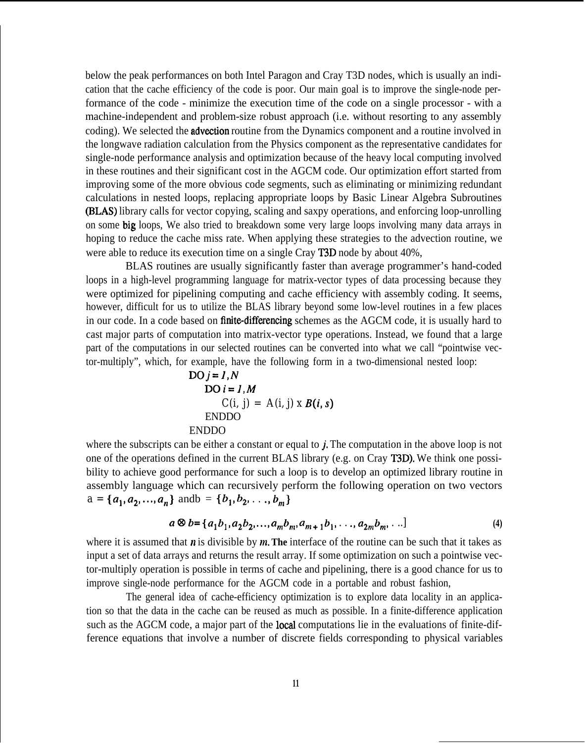below the peak performances on both Intel Paragon and Cray T3D nodes, which is usually an indication that the cache efficiency of the code is poor. Our main goal is to improve the single-node performance of the code - minimize the execution time of the code on a single processor - with a machine-independent and problem-size robust approach (i.e. without resorting to any assembly coding). We selected the advection routine from the Dynamics component and a routine involved in the longwave radiation calculation from the Physics component as the representative candidates for single-node performance analysis and optimization because of the heavy local computing involved in these routines and their significant cost in the AGCM code. Our optimization effort started from improving some of the more obvious code segments, such as eliminating or minimizing redundant calculations in nested loops, replacing appropriate loops by Basic Linear Algebra Subroutines (BLAS) library calls for vector copying, scaling and saxpy operations, and enforcing loop-unrolling on some big loops, We also tried to breakdown some very large loops involving many data arrays in hoping to reduce the cache miss rate. When applying these strategies to the advection routine, we were able to reduce its execution time on a single Cray T3D node by about 40%,

BLAS routines are usually significantly faster than average programmer's hand-coded loops in a high-level programming language for matrix-vector types of data processing because they were optimized for pipelining computing and cache efficiency with assembly coding. It seems, however, difficult for us to utilize the BLAS library beyond some low-level routines in a few places in our code. In a code based on finite-differencing schemes as the AGCM code, it is usually hard to cast major parts of computation into matrix-vector type operations. Instead, we found that a large part of the computations in our selected routines can be converted into what we call "pointwise vector-multiply", which, for example, have the following form in a two-dimensional nested loop:

```
DO j = 1,N
   DO i = 1,M
      C(i, j) = A(i, j) x B(i, s)
   ENDDO
ENDDO
```

where the subscripts can be either a constant or equal to $j$. The computation in the above loop is not one of the operations defined in the current BLAS library (e.g. on Cray T3D). We think one possibility to achieve good performance for such a loop is to develop an optimized library routine in assembly language which can recursively perform the following operation on two vectors $a = \{a_1, a_2, \ldots, a_n\}$ and $b = \{b_1, b_2, \ldots, b_m\}$

$$a \otimes b = \{a_1 b_1, a_2 b_2, \ldots, a_m b_m, a_{m+1} b_1, \ldots, a_{2m} b_m, \ldots] \tag{4}$$

where it is assumed that $n$ is divisible by $m$. The interface of the routine can be such that it takes as input a set of data arrays and returns the result array. If some optimization on such a pointwise vector-multiply operation is possible in terms of cache and pipelining, there is a good chance for us to improve single-node performance for the AGCM code in a portable and robust fashion,

The general idea of cache-efficiency optimization is to explore data locality in an application so that the data in the cache can be reused as much as possible. In a finite-difference application such as the AGCM code, a major part of the local computations lie in the evaluations of finite-difference equations that involve a number of discrete fields corresponding to physical variables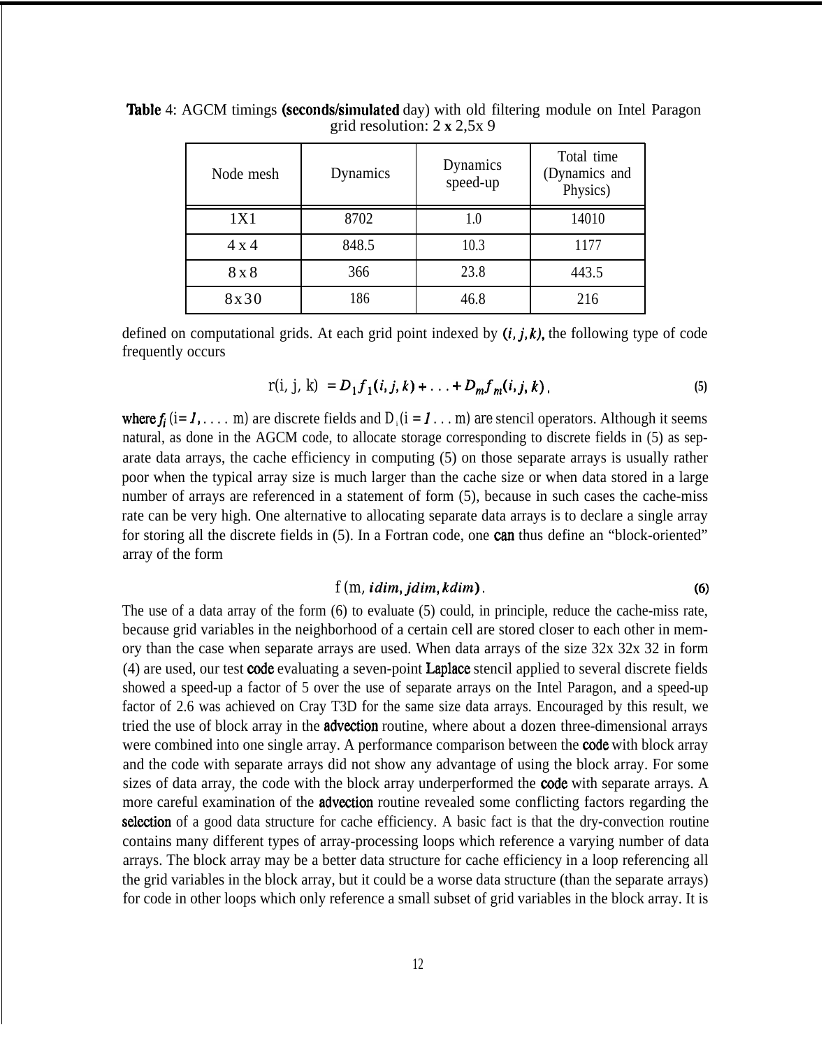Table 4: AGCM timings (seconds/simulated day) with old filtering module on Intel Paragon grid resolution: 2 x 2,5x 9

| Node mesh | Dynamics | Dynamics speed-up | Total time (Dynamics and Physics) |
|---|---|---|---|
| 1X1 | 8702 | 1.0 | 14010 |
| 4 x 4 | 848.5 | 10.3 | 1177 |
| 8 x 8 | 366 | 23.8 | 443.5 |
| 8x30 | 186 | 46.8 | 216 |

defined on computational grids. At each grid point indexed by $(i, j, k)$, the following type of code frequently occurs

$$r(i, j, k) = D_1 f_1(i, j, k) + \ldots + D_m f_m(i, j, k), \tag{5}$$

where $f_i$ ($i = 1, \ldots, m$) are discrete fields and $D_i$ ($i = 1 \ldots m$) are stencil operators. Although it seems natural, as done in the AGCM code, to allocate storage corresponding to discrete fields in (5) as separate data arrays, the cache efficiency in computing (5) on those separate arrays is usually rather poor when the typical array size is much larger than the cache size or when data stored in a large number of arrays are referenced in a statement of form (5), because in such cases the cache-miss rate can be very high. One alternative to allocating separate data arrays is to declare a single array for storing all the discrete fields in (5). In a Fortran code, one can thus define an "block-oriented" array of the form

$$f(m, idim, jdim, kdim). \tag{6}$$

The use of a data array of the form (6) to evaluate (5) could, in principle, reduce the cache-miss rate, because grid variables in the neighborhood of a certain cell are stored closer to each other in memory than the case when separate arrays are used. When data arrays of the size 32x 32x 32 in form (4) are used, our test code evaluating a seven-point Laplace stencil applied to several discrete fields showed a speed-up a factor of 5 over the use of separate arrays on the Intel Paragon, and a speed-up factor of 2.6 was achieved on Cray T3D for the same size data arrays. Encouraged by this result, we tried the use of block array in the advection routine, where about a dozen three-dimensional arrays were combined into one single array. A performance comparison between the code with block array and the code with separate arrays did not show any advantage of using the block array. For some sizes of data array, the code with the block array underperformed the code with separate arrays. A more careful examination of the advection routine revealed some conflicting factors regarding the selection of a good data structure for cache efficiency. A basic fact is that the dry-convection routine contains many different types of array-processing loops which reference a varying number of data arrays. The block array may be a better data structure for cache efficiency in a loop referencing all the grid variables in the block array, but it could be a worse data structure (than the separate arrays) for code in other loops which only reference a small subset of grid variables in the block array. It is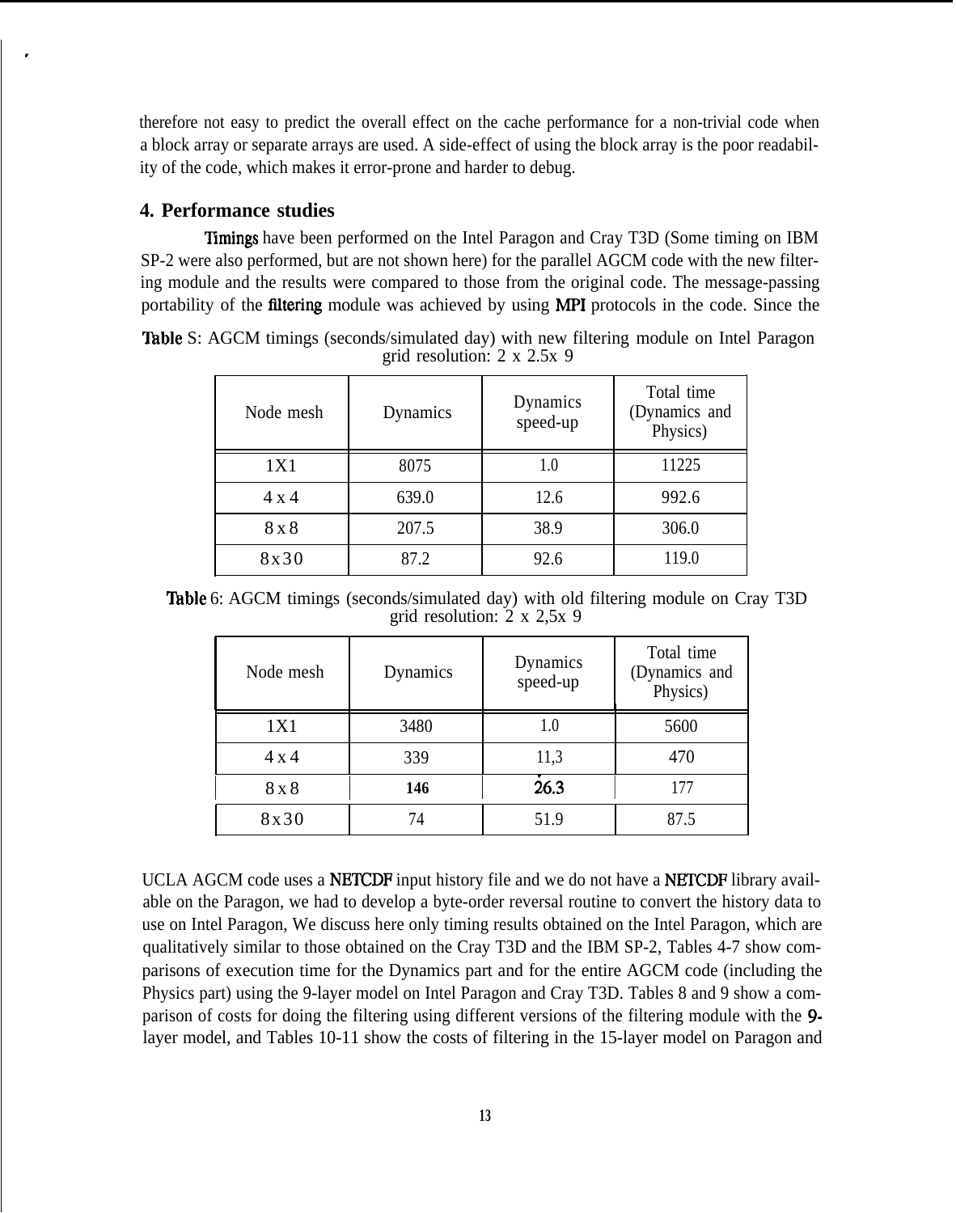therefore not easy to predict the overall effect on the cache performance for a non-trivial code when a block array or separate arrays are used. A side-effect of using the block array is the poor readability of the code, which makes it error-prone and harder to debug.

## 4. Performance studies

Timings have been performed on the Intel Paragon and Cray T3D (Some timing on IBM SP-2 were also performed, but are not shown here) for the parallel AGCM code with the new filtering module and the results were compared to those from the original code. The message-passing portability of the filtering module was achieved by using MPI protocols in the code. Since the UCLA AGCM code uses a NETCDF input history file and we do not have a NETCDF library available on the Paragon, we had to develop a byte-order reversal routine to convert the history data to use on Intel Paragon, We discuss here only timing results obtained on the Intel Paragon, which are qualitatively similar to those obtained on the Cray T3D and the IBM SP-2, Tables 4-7 show comparisons of execution time for the Dynamics part and for the entire AGCM code (including the Physics part) using the 9-layer model on Intel Paragon and Cray T3D. Tables 8 and 9 show a comparison of costs for doing the filtering using different versions of the filtering module with the 9-layer model, and Tables 10-11 show the costs of filtering in the 15-layer model on Paragon and

Table S: AGCM timings (seconds/simulated day) with new filtering module on Intel Paragon grid resolution: 2 x 2.5x 9

| Node mesh | Dynamics | Dynamics speed-up | Total time (Dynamics and Physics) |
|---|---|---|---|
| 1X1 | 8075 | 1.0 | 11225 |
| 4 x 4 | 639.0 | 12.6 | 992.6 |
| 8 x 8 | 207.5 | 38.9 | 306.0 |
| 8x30 | 87.2 | 92.6 | 119.0 |

Table 6: AGCM timings (seconds/simulated day) with old filtering module on Cray T3D grid resolution: 2 x 2,5x 9

| Node mesh | Dynamics | Dynamics speed-up | Total time (Dynamics and Physics) |
|---|---|---|---|
| 1X1 | 3480 | 1.0 | 5600 |
| 4 x 4 | 339 | 11,3 | 470 |
| 8 x 8 | 146 | 26.3 | 177 |
| 8x30 | 74 | 51.9 | 87.5 |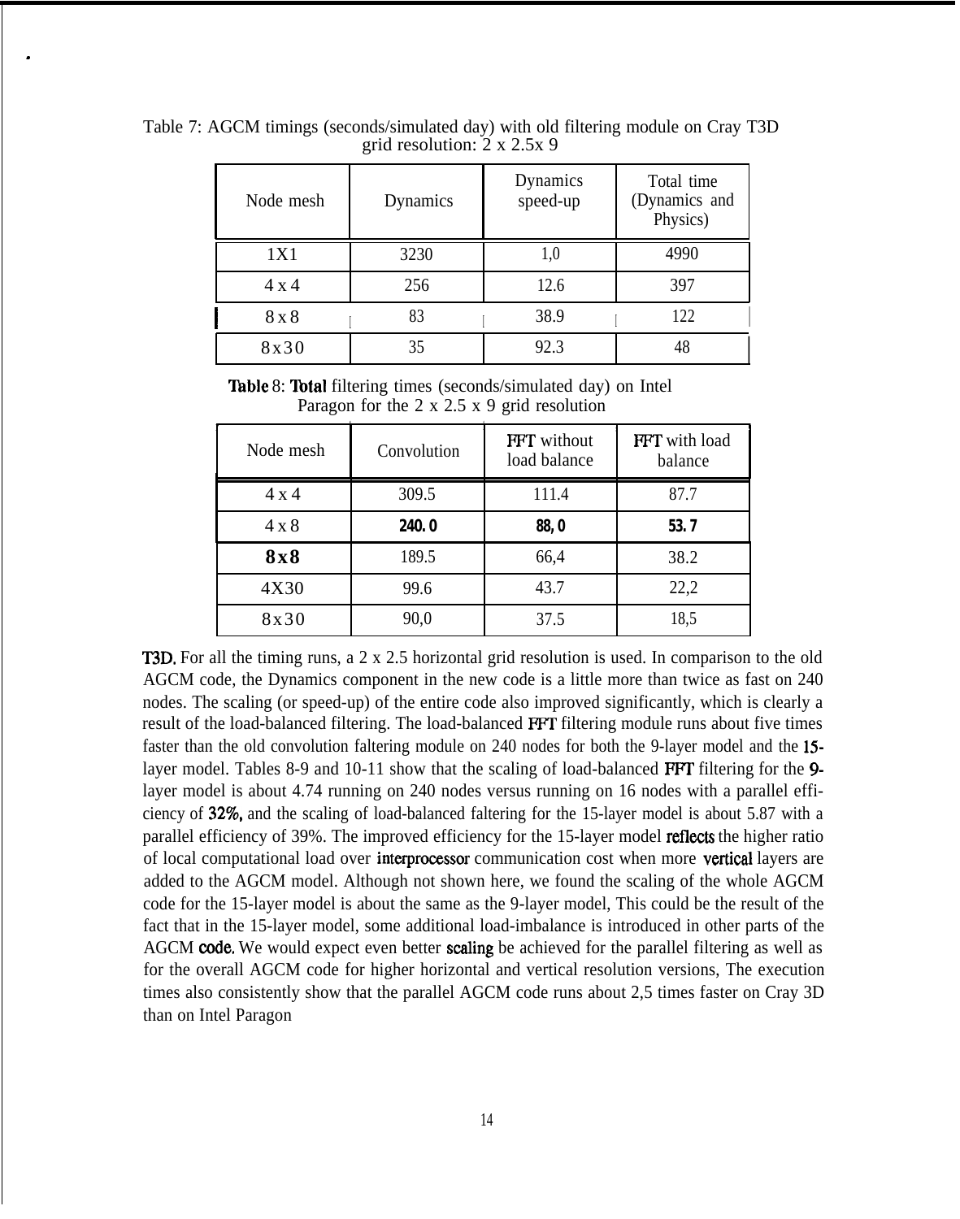Table 7: AGCM timings (seconds/simulated day) with old filtering module on Cray T3D grid resolution: 2 x 2.5x 9

| Node mesh | Dynamics | Dynamics speed-up | Total time (Dynamics and Physics) |
|---|---|---|---|
| 1X1 | 3230 | 1,0 | 4990 |
| 4 x 4 | 256 | 12.6 | 397 |
| 8 x 8 | 83 | 38.9 | 122 |
| 8x30 | 35 | 92.3 | 48 |

**Table** 8: **Total** filtering times (seconds/simulated day) on Intel Paragon for the 2 x 2.5 x 9 grid resolution

| Node mesh | Convolution | FFT without load balance | FFT with load balance |
|---|---|---|---|
| 4 x 4 | 309.5 | 111.4 | 87.7 |
| 4 x 8 | **240. 0** | **88, 0** | **53. 7** |
| **8x8** | 189.5 | 66,4 | 38.2 |
| 4X30 | 99.6 | 43.7 | 22,2 |
| 8x30 | 90,0 | 37.5 | 18,5 |

T3D. For all the timing runs, a 2 x 2.5 horizontal grid resolution is used. In comparison to the old AGCM code, the Dynamics component in the new code is a little more than twice as fast on 240 nodes. The scaling (or speed-up) of the entire code also improved significantly, which is clearly a result of the load-balanced filtering. The load-balanced FFT filtering module runs about five times faster than the old convolution faltering module on 240 nodes for both the 9-layer model and the 15-layer model. Tables 8-9 and 10-11 show that the scaling of load-balanced FFT filtering for the 9-layer model is about 4.74 running on 240 nodes versus running on 16 nodes with a parallel efficiency of 32%, and the scaling of load-balanced faltering for the 15-layer model is about 5.87 with a parallel efficiency of 39%. The improved efficiency for the 15-layer model reflects the higher ratio of local computational load over interprocessor communication cost when more vertical layers are added to the AGCM model. Although not shown here, we found the scaling of the whole AGCM code for the 15-layer model is about the same as the 9-layer model, This could be the result of the fact that in the 15-layer model, some additional load-imbalance is introduced in other parts of the AGCM code. We would expect even better scaling be achieved for the parallel filtering as well as for the overall AGCM code for higher horizontal and vertical resolution versions, The execution times also consistently show that the parallel AGCM code runs about 2,5 times faster on Cray 3D than on Intel Paragon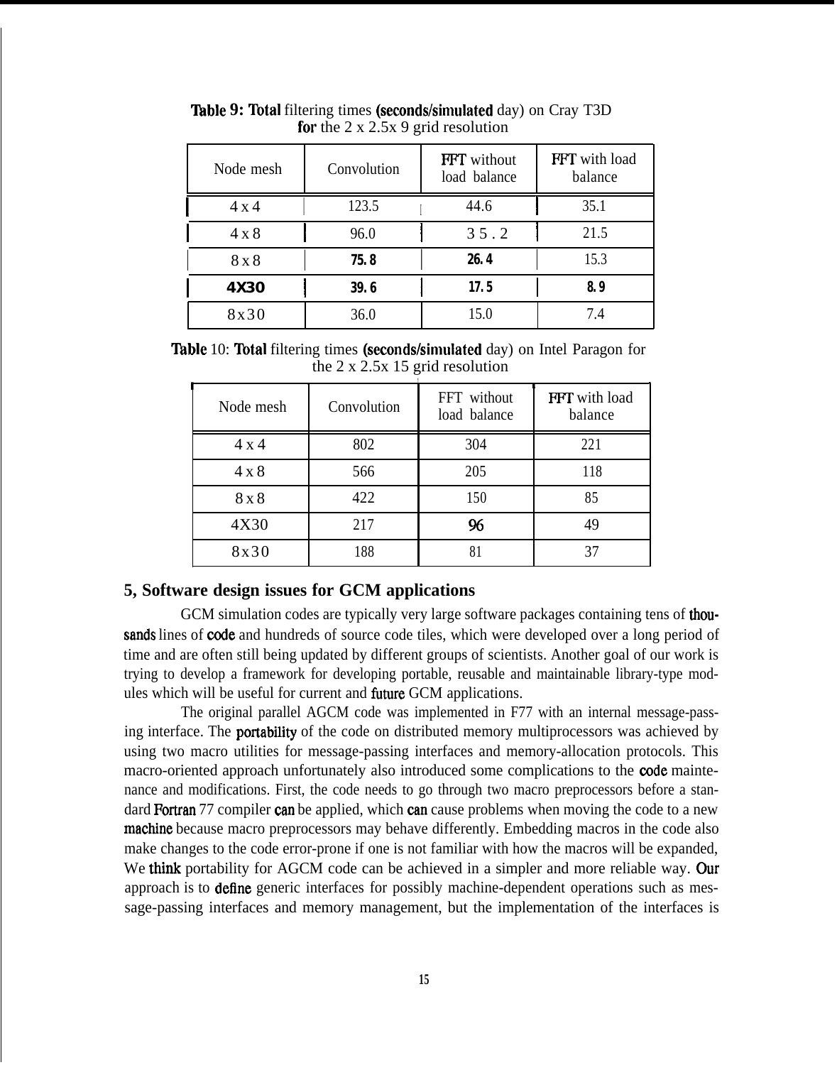Table 9: Total filtering times (seconds/simulated day) on Cray T3D for the 2 x 2.5x 9 grid resolution

| Node mesh | Convolution | FFT without load balance | FFT with load balance |
|---|---|---|---|
| 4 x 4 | 123.5 | 44.6 | 35.1 |
| 4 x 8 | 96.0 | 35.2 | 21.5 |
| 8 x 8 | 75.8 | 26.4 | 15.3 |
| 4X30 | 39.6 | 17.5 | 8.9 |
| 8x30 | 36.0 | 15.0 | 7.4 |

Table 10: Total filtering times (seconds/simulated day) on Intel Paragon for the 2 x 2.5x 15 grid resolution

| Node mesh | Convolution | FFT without load balance | FFT with load balance |
|---|---|---|---|
| 4 x 4 | 802 | 304 | 221 |
| 4 x 8 | 566 | 205 | 118 |
| 8 x 8 | 422 | 150 | 85 |
| 4X30 | 217 | 96 | 49 |
| 8x30 | 188 | 81 | 37 |

## 5, Software design issues for GCM applications

GCM simulation codes are typically very large software packages containing tens of thousands lines of code and hundreds of source code tiles, which were developed over a long period of time and are often still being updated by different groups of scientists. Another goal of our work is trying to develop a framework for developing portable, reusable and maintainable library-type modules which will be useful for current and future GCM applications.

The original parallel AGCM code was implemented in F77 with an internal message-passing interface. The portability of the code on distributed memory multiprocessors was achieved by using two macro utilities for message-passing interfaces and memory-allocation protocols. This macro-oriented approach unfortunately also introduced some complications to the code maintenance and modifications. First, the code needs to go through two macro preprocessors before a standard Fortran 77 compiler can be applied, which can cause problems when moving the code to a new machine because macro preprocessors may behave differently. Embedding macros in the code also make changes to the code error-prone if one is not familiar with how the macros will be expanded, We think portability for AGCM code can be achieved in a simpler and more reliable way. Our approach is to define generic interfaces for possibly machine-dependent operations such as message-passing interfaces and memory management, but the implementation of the interfaces is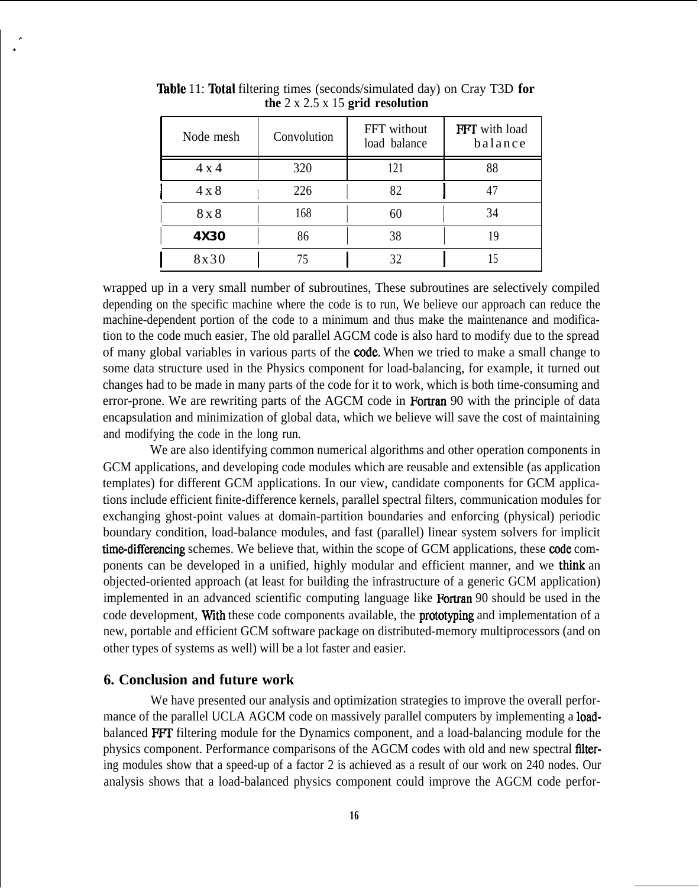**Table 11: Total filtering times (seconds/simulated day) on Cray T3D for the 2 x 2.5 x 15 grid resolution**

| Node mesh | Convolution | FFT without load balance | FFT with load balance |
|---|---|---|---|
| 4 x 4 | 320 | 121 | 88 |
| 4 x 8 | 226 | 82 | 47 |
| 8 x 8 | 168 | 60 | 34 |
| 4X30 | 86 | 38 | 19 |
| 8x30 | 75 | 32 | 15 |

wrapped up in a very small number of subroutines, These subroutines are selectively compiled depending on the specific machine where the code is to run, We believe our approach can reduce the machine-dependent portion of the code to a minimum and thus make the maintenance and modification to the code much easier, The old parallel AGCM code is also hard to modify due to the spread of many global variables in various parts of the code. When we tried to make a small change to some data structure used in the Physics component for load-balancing, for example, it turned out changes had to be made in many parts of the code for it to work, which is both time-consuming and error-prone. We are rewriting parts of the AGCM code in Fortran 90 with the principle of data encapsulation and minimization of global data, which we believe will save the cost of maintaining and modifying the code in the long run.

We are also identifying common numerical algorithms and other operation components in GCM applications, and developing code modules which are reusable and extensible (as application templates) for different GCM applications. In our view, candidate components for GCM applications include efficient finite-difference kernels, parallel spectral filters, communication modules for exchanging ghost-point values at domain-partition boundaries and enforcing (physical) periodic boundary condition, load-balance modules, and fast (parallel) linear system solvers for implicit time-differencing schemes. We believe that, within the scope of GCM applications, these code components can be developed in a unified, highly modular and efficient manner, and we think an objected-oriented approach (at least for building the infrastructure of a generic GCM application) implemented in an advanced scientific computing language like Fortran 90 should be used in the code development, With these code components available, the prototyping and implementation of a new, portable and efficient GCM software package on distributed-memory multiprocessors (and on other types of systems as well) will be a lot faster and easier.

## 6. Conclusion and future work

We have presented our analysis and optimization strategies to improve the overall performance of the parallel UCLA AGCM code on massively parallel computers by implementing a load-balanced FFT filtering module for the Dynamics component, and a load-balancing module for the physics component. Performance comparisons of the AGCM codes with old and new spectral filtering modules show that a speed-up of a factor 2 is achieved as a result of our work on 240 nodes. Our analysis shows that a load-balanced physics component could improve the AGCM code perfor-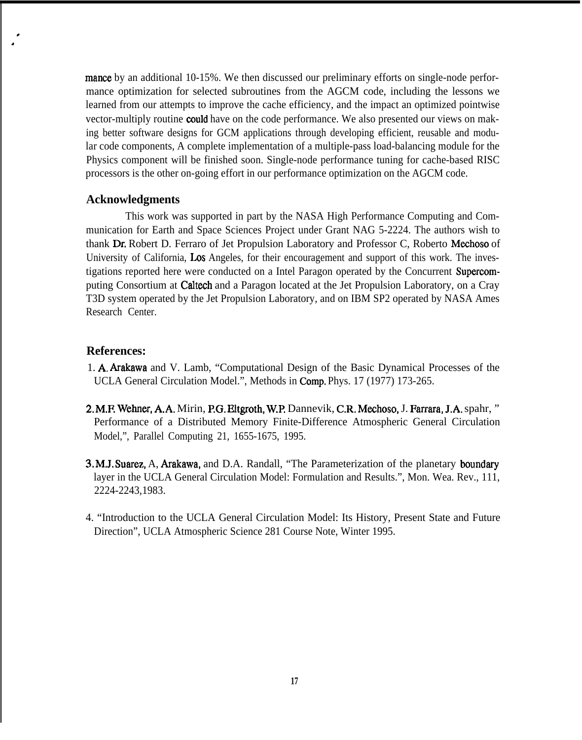mance by an additional 10-15%. We then discussed our preliminary efforts on single-node performance optimization for selected subroutines from the AGCM code, including the lessons we learned from our attempts to improve the cache efficiency, and the impact an optimized pointwise vector-multiply routine could have on the code performance. We also presented our views on making better software designs for GCM applications through developing efficient, reusable and modular code components, A complete implementation of a multiple-pass load-balancing module for the Physics component will be finished soon. Single-node performance tuning for cache-based RISC processors is the other on-going effort in our performance optimization on the AGCM code.

## Acknowledgments

This work was supported in part by the NASA High Performance Computing and Communication for Earth and Space Sciences Project under Grant NAG 5-2224. The authors wish to thank Dr. Robert D. Ferraro of Jet Propulsion Laboratory and Professor C, Roberto Mechoso of University of California, Los Angeles, for their encouragement and support of this work. The investigations reported here were conducted on a Intel Paragon operated by the Concurrent Supercomputing Consortium at Caltech and a Paragon located at the Jet Propulsion Laboratory, on a Cray T3D system operated by the Jet Propulsion Laboratory, and on IBM SP2 operated by NASA Ames Research Center.

## References:

1. A. Arakawa and V. Lamb, "Computational Design of the Basic Dynamical Processes of the UCLA General Circulation Model.", Methods in Comp. Phys. 17 (1977) 173-265.

2. M.F. Wehner, A.A. Mirin, P.G. Eltgroth, W.P. Dannevik, C.R. Mechoso, J. Farrara, J.A. spahr, " Performance of a Distributed Memory Finite-Difference Atmospheric General Circulation Model,", Parallel Computing 21, 1655-1675, 1995.

3. M.J. Suarez, A, Arakawa, and D.A. Randall, "The Parameterization of the planetary boundary layer in the UCLA General Circulation Model: Formulation and Results.", Mon. Wea. Rev., 111, 2224-2243,1983.

4. "Introduction to the UCLA General Circulation Model: Its History, Present State and Future Direction", UCLA Atmospheric Science 281 Course Note, Winter 1995.